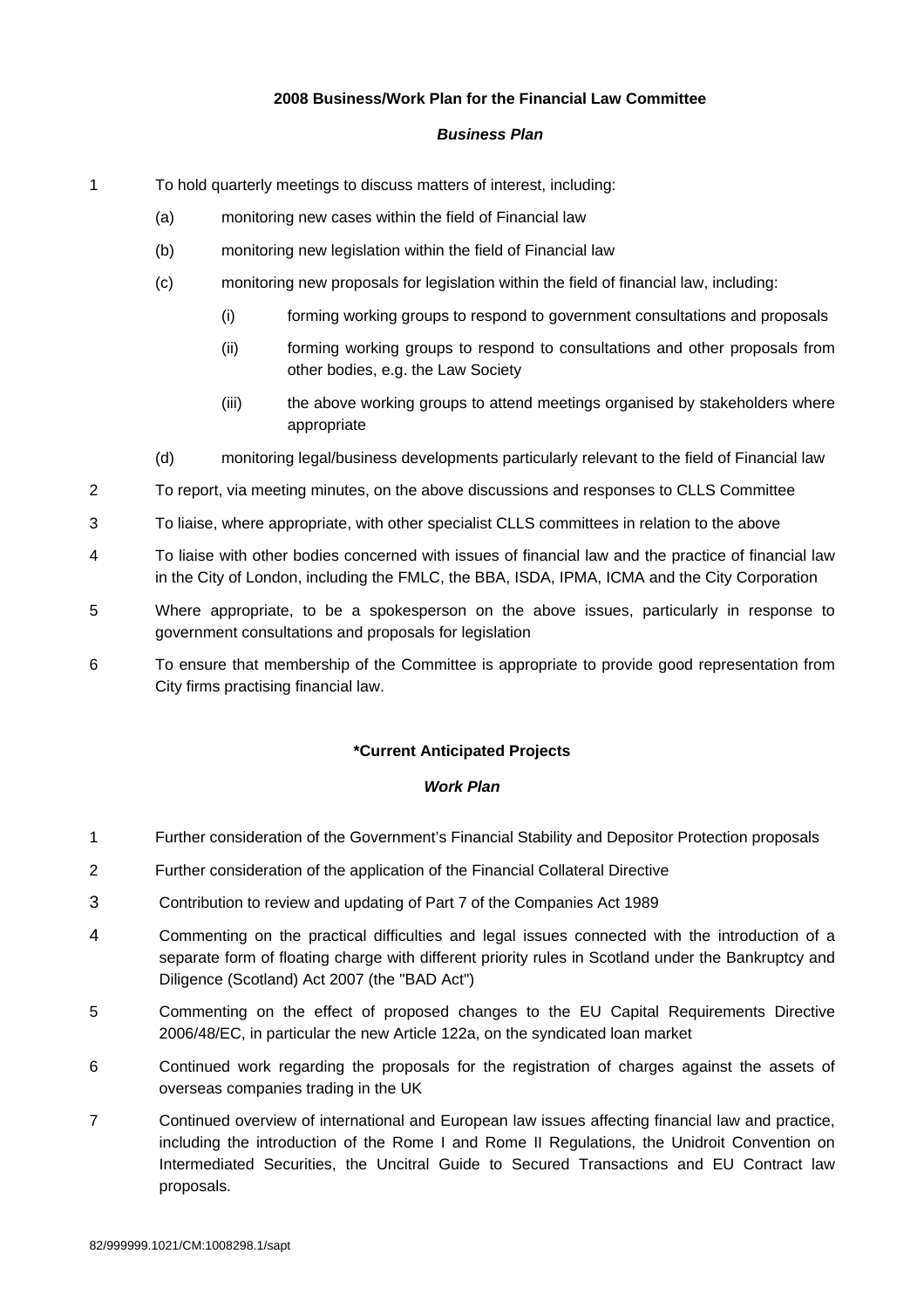**2008 Business/Work Plan for the Financial Law Committee**

***Business Plan***

1. To hold quarterly meetings to discuss matters of interest, including:
   - (a) monitoring new cases within the field of Financial law
   - (b) monitoring new legislation within the field of Financial law
   - (c) monitoring new proposals for legislation within the field of financial law, including:
     - (i) forming working groups to respond to government consultations and proposals
     - (ii) forming working groups to respond to consultations and other proposals from other bodies, e.g. the Law Society
     - (iii) the above working groups to attend meetings organised by stakeholders where appropriate
   - (d) monitoring legal/business developments particularly relevant to the field of Financial law
2. To report, via meeting minutes, on the above discussions and responses to CLLS Committee
3. To liaise, where appropriate, with other specialist CLLS committees in relation to the above
4. To liaise with other bodies concerned with issues of financial law and the practice of financial law in the City of London, including the FMLC, the BBA, ISDA, IPMA, ICMA and the City Corporation
5. Where appropriate, to be a spokesperson on the above issues, particularly in response to government consultations and proposals for legislation
6. To ensure that membership of the Committee is appropriate to provide good representation from City firms practising financial law.

**\*Current Anticipated Projects**

***Work Plan***

1. Further consideration of the Government's Financial Stability and Depositor Protection proposals
2. Further consideration of the application of the Financial Collateral Directive
3. Contribution to review and updating of Part 7 of the Companies Act 1989
4. Commenting on the practical difficulties and legal issues connected with the introduction of a separate form of floating charge with different priority rules in Scotland under the Bankruptcy and Diligence (Scotland) Act 2007 (the "BAD Act")
5. Commenting on the effect of proposed changes to the EU Capital Requirements Directive 2006/48/EC, in particular the new Article 122a, on the syndicated loan market
6. Continued work regarding the proposals for the registration of charges against the assets of overseas companies trading in the UK
7. Continued overview of international and European law issues affecting financial law and practice, including the introduction of the Rome I and Rome II Regulations, the Unidroit Convention on Intermediated Securities, the Uncitral Guide to Secured Transactions and EU Contract law proposals.

82/999999.1021/CM:1008298.1/sapt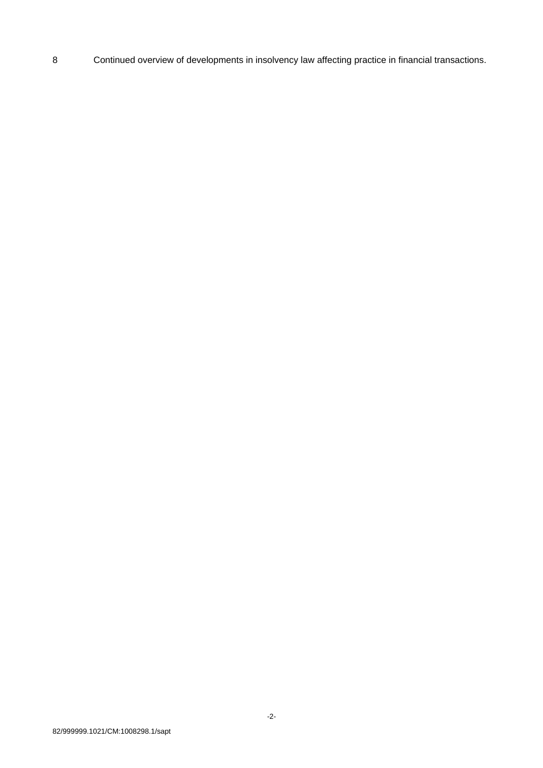8 Continued overview of developments in insolvency law affecting practice in financial transactions.